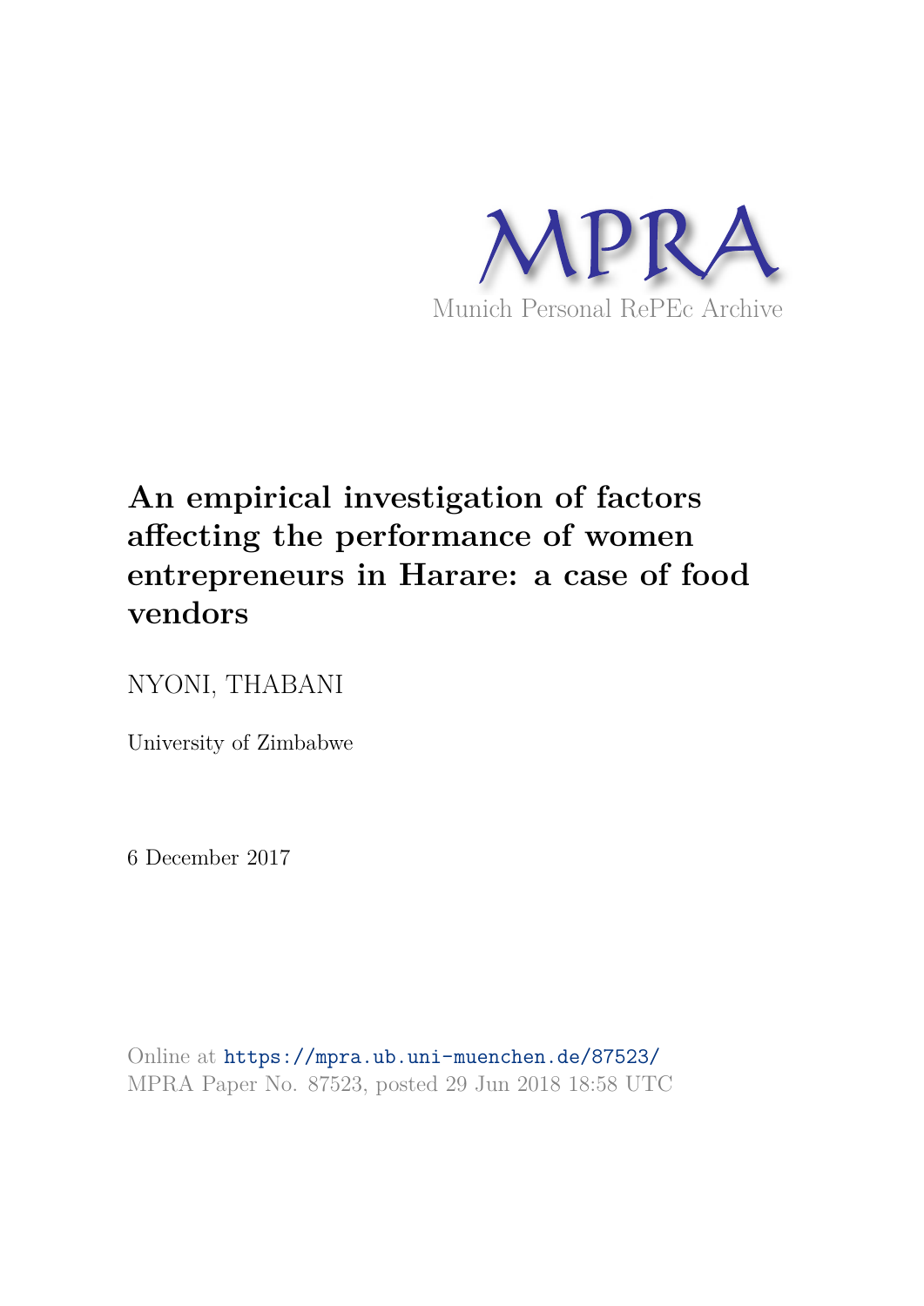MPRA

Munich Personal RePEc Archive

# An empirical investigation of factors affecting the performance of women entrepreneurs in Harare: a case of food vendors

NYONI, THABANI

University of Zimbabwe

6 December 2017

Online at https://mpra.ub.uni-muenchen.de/87523/
MPRA Paper No. 87523, posted 29 Jun 2018 18:58 UTC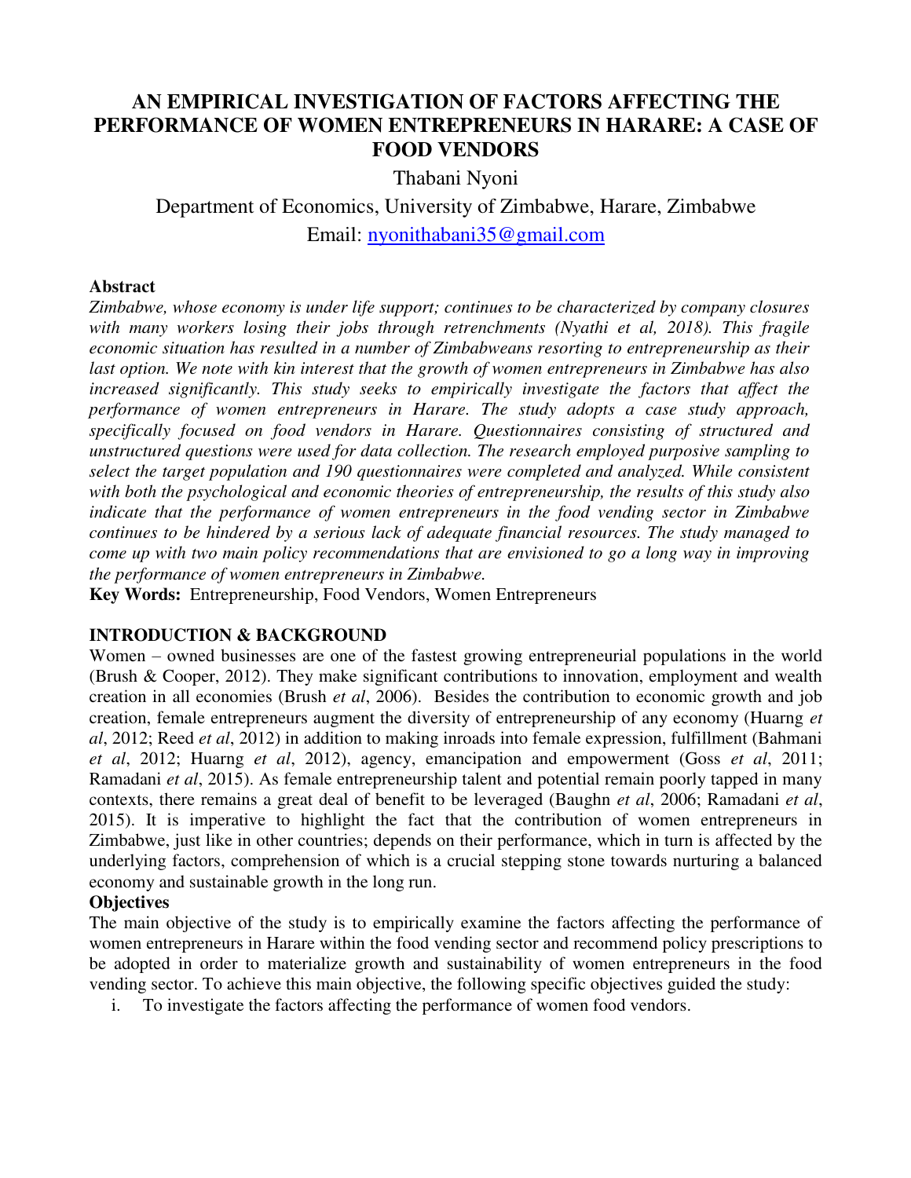# AN EMPIRICAL INVESTIGATION OF FACTORS AFFECTING THE PERFORMANCE OF WOMEN ENTREPRENEURS IN HARARE: A CASE OF FOOD VENDORS

Thabani Nyoni

Department of Economics, University of Zimbabwe, Harare, Zimbabwe

Email: nyonithabani35@gmail.com

## Abstract

*Zimbabwe, whose economy is under life support; continues to be characterized by company closures with many workers losing their jobs through retrenchments (Nyathi et al, 2018). This fragile economic situation has resulted in a number of Zimbabweans resorting to entrepreneurship as their last option. We note with kin interest that the growth of women entrepreneurs in Zimbabwe has also increased significantly. This study seeks to empirically investigate the factors that affect the performance of women entrepreneurs in Harare. The study adopts a case study approach, specifically focused on food vendors in Harare. Questionnaires consisting of structured and unstructured questions were used for data collection. The research employed purposive sampling to select the target population and 190 questionnaires were completed and analyzed. While consistent with both the psychological and economic theories of entrepreneurship, the results of this study also indicate that the performance of women entrepreneurs in the food vending sector in Zimbabwe continues to be hindered by a serious lack of adequate financial resources. The study managed to come up with two main policy recommendations that are envisioned to go a long way in improving the performance of women entrepreneurs in Zimbabwe.*

**Key Words:** Entrepreneurship, Food Vendors, Women Entrepreneurs

## INTRODUCTION & BACKGROUND

Women – owned businesses are one of the fastest growing entrepreneurial populations in the world (Brush & Cooper, 2012). They make significant contributions to innovation, employment and wealth creation in all economies (Brush *et al*, 2006). Besides the contribution to economic growth and job creation, female entrepreneurs augment the diversity of entrepreneurship of any economy (Huarng *et al*, 2012; Reed *et al*, 2012) in addition to making inroads into female expression, fulfillment (Bahmani *et al*, 2012; Huarng *et al*, 2012), agency, emancipation and empowerment (Goss *et al*, 2011; Ramadani *et al*, 2015). As female entrepreneurship talent and potential remain poorly tapped in many contexts, there remains a great deal of benefit to be leveraged (Baughn *et al*, 2006; Ramadani *et al*, 2015). It is imperative to highlight the fact that the contribution of women entrepreneurs in Zimbabwe, just like in other countries; depends on their performance, which in turn is affected by the underlying factors, comprehension of which is a crucial stepping stone towards nurturing a balanced economy and sustainable growth in the long run.

### Objectives

The main objective of the study is to empirically examine the factors affecting the performance of women entrepreneurs in Harare within the food vending sector and recommend policy prescriptions to be adopted in order to materialize growth and sustainability of women entrepreneurs in the food vending sector. To achieve this main objective, the following specific objectives guided the study:

i. To investigate the factors affecting the performance of women food vendors.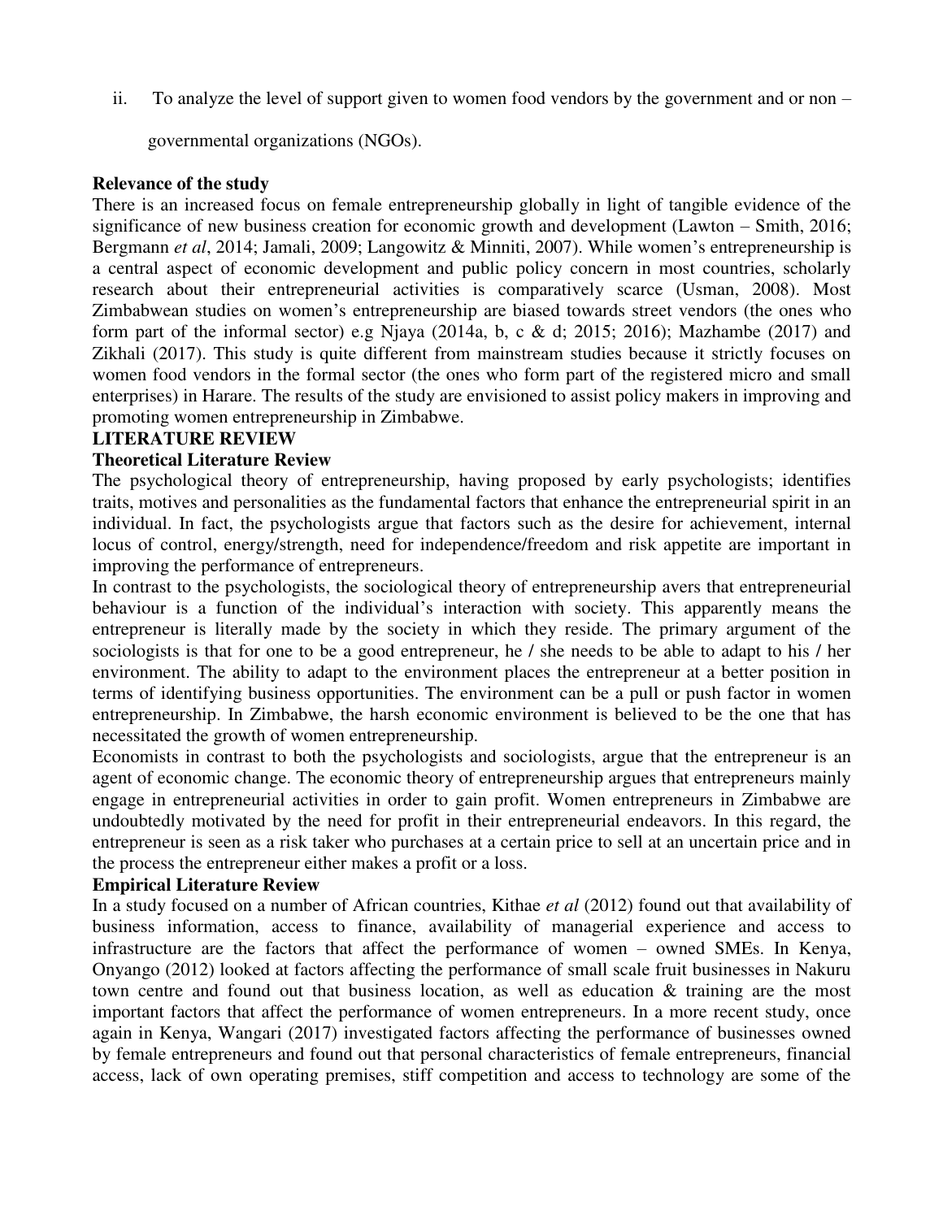ii. To analyze the level of support given to women food vendors by the government and or non – governmental organizations (NGOs).

**Relevance of the study**

There is an increased focus on female entrepreneurship globally in light of tangible evidence of the significance of new business creation for economic growth and development (Lawton – Smith, 2016; Bergmann *et al*, 2014; Jamali, 2009; Langowitz & Minniti, 2007). While women's entrepreneurship is a central aspect of economic development and public policy concern in most countries, scholarly research about their entrepreneurial activities is comparatively scarce (Usman, 2008). Most Zimbabwean studies on women's entrepreneurship are biased towards street vendors (the ones who form part of the informal sector) e.g Njaya (2014a, b, c & d; 2015; 2016); Mazhambe (2017) and Zikhali (2017). This study is quite different from mainstream studies because it strictly focuses on women food vendors in the formal sector (the ones who form part of the registered micro and small enterprises) in Harare. The results of the study are envisioned to assist policy makers in improving and promoting women entrepreneurship in Zimbabwe.

## LITERATURE REVIEW

### Theoretical Literature Review

The psychological theory of entrepreneurship, having proposed by early psychologists; identifies traits, motives and personalities as the fundamental factors that enhance the entrepreneurial spirit in an individual. In fact, the psychologists argue that factors such as the desire for achievement, internal locus of control, energy/strength, need for independence/freedom and risk appetite are important in improving the performance of entrepreneurs.

In contrast to the psychologists, the sociological theory of entrepreneurship avers that entrepreneurial behaviour is a function of the individual's interaction with society. This apparently means the entrepreneur is literally made by the society in which they reside. The primary argument of the sociologists is that for one to be a good entrepreneur, he / she needs to be able to adapt to his / her environment. The ability to adapt to the environment places the entrepreneur at a better position in terms of identifying business opportunities. The environment can be a pull or push factor in women entrepreneurship. In Zimbabwe, the harsh economic environment is believed to be the one that has necessitated the growth of women entrepreneurship.

Economists in contrast to both the psychologists and sociologists, argue that the entrepreneur is an agent of economic change. The economic theory of entrepreneurship argues that entrepreneurs mainly engage in entrepreneurial activities in order to gain profit. Women entrepreneurs in Zimbabwe are undoubtedly motivated by the need for profit in their entrepreneurial endeavors. In this regard, the entrepreneur is seen as a risk taker who purchases at a certain price to sell at an uncertain price and in the process the entrepreneur either makes a profit or a loss.

### Empirical Literature Review

In a study focused on a number of African countries, Kithae *et al* (2012) found out that availability of business information, access to finance, availability of managerial experience and access to infrastructure are the factors that affect the performance of women – owned SMEs. In Kenya, Onyango (2012) looked at factors affecting the performance of small scale fruit businesses in Nakuru town centre and found out that business location, as well as education & training are the most important factors that affect the performance of women entrepreneurs. In a more recent study, once again in Kenya, Wangari (2017) investigated factors affecting the performance of businesses owned by female entrepreneurs and found out that personal characteristics of female entrepreneurs, financial access, lack of own operating premises, stiff competition and access to technology are some of the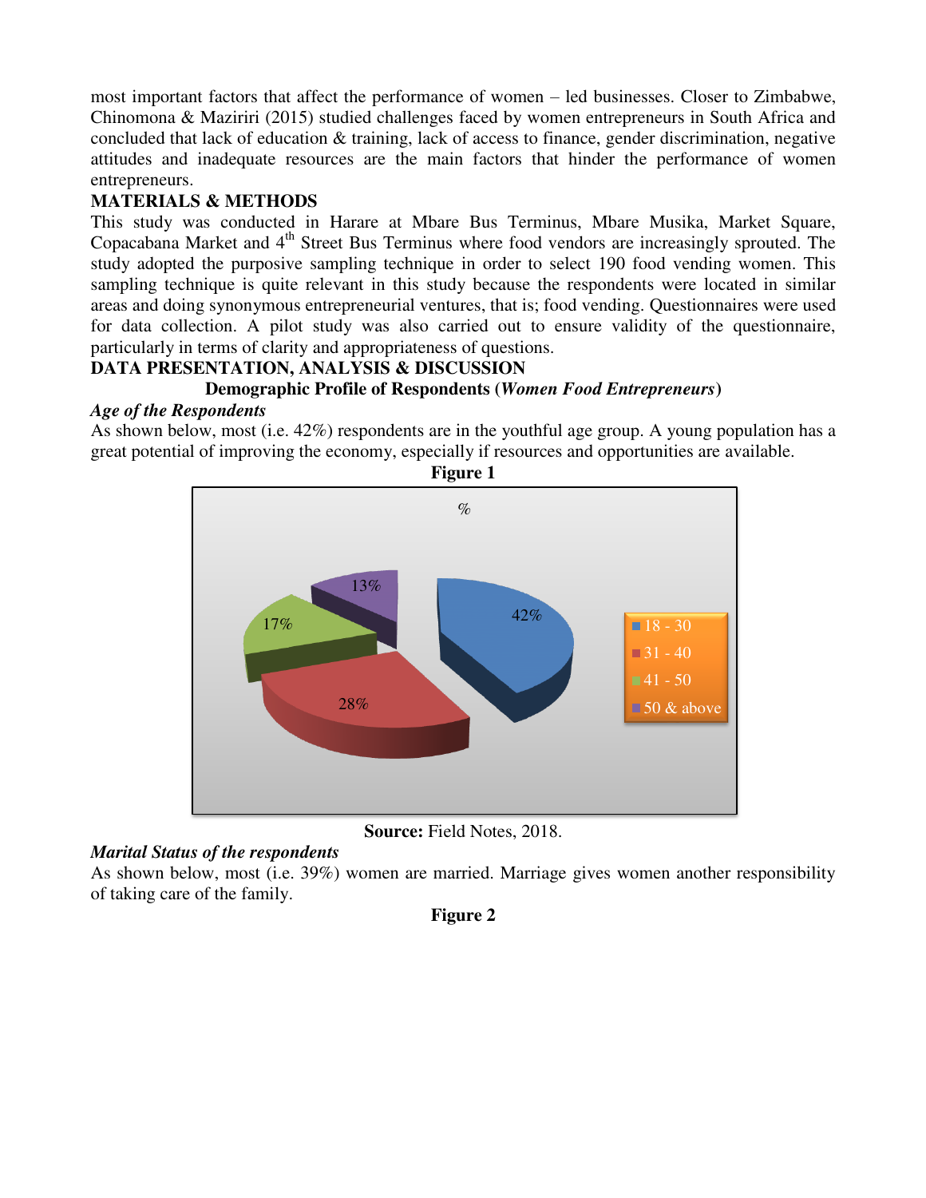most important factors that affect the performance of women – led businesses. Closer to Zimbabwe, Chinomona & Maziriri (2015) studied challenges faced by women entrepreneurs in South Africa and concluded that lack of education & training, lack of access to finance, gender discrimination, negative attitudes and inadequate resources are the main factors that hinder the performance of women entrepreneurs.

## MATERIALS & METHODS

This study was conducted in Harare at Mbare Bus Terminus, Mbare Musika, Market Square, Copacabana Market and 4th Street Bus Terminus where food vendors are increasingly sprouted. The study adopted the purposive sampling technique in order to select 190 food vending women. This sampling technique is quite relevant in this study because the respondents were located in similar areas and doing synonymous entrepreneurial ventures, that is; food vending. Questionnaires were used for data collection. A pilot study was also carried out to ensure validity of the questionnaire, particularly in terms of clarity and appropriateness of questions.

## DATA PRESENTATION, ANALYSIS & DISCUSSION

### Demographic Profile of Respondents (*Women Food Entrepreneurs*)

*Age of the Respondents*

As shown below, most (i.e. 42%) respondents are in the youthful age group. A young population has a great potential of improving the economy, especially if resources and opportunities are available.

**Figure 1**

| Age | % |
|---|---|
| 18 - 30 | 42% |
| 31 - 40 | 28% |
| 41 - 50 | 17% |
| 50 & above | 13% |

**Source:** Field Notes, 2018.

*Marital Status of the respondents*

As shown below, most (i.e. 39%) women are married. Marriage gives women another responsibility of taking care of the family.

**Figure 2**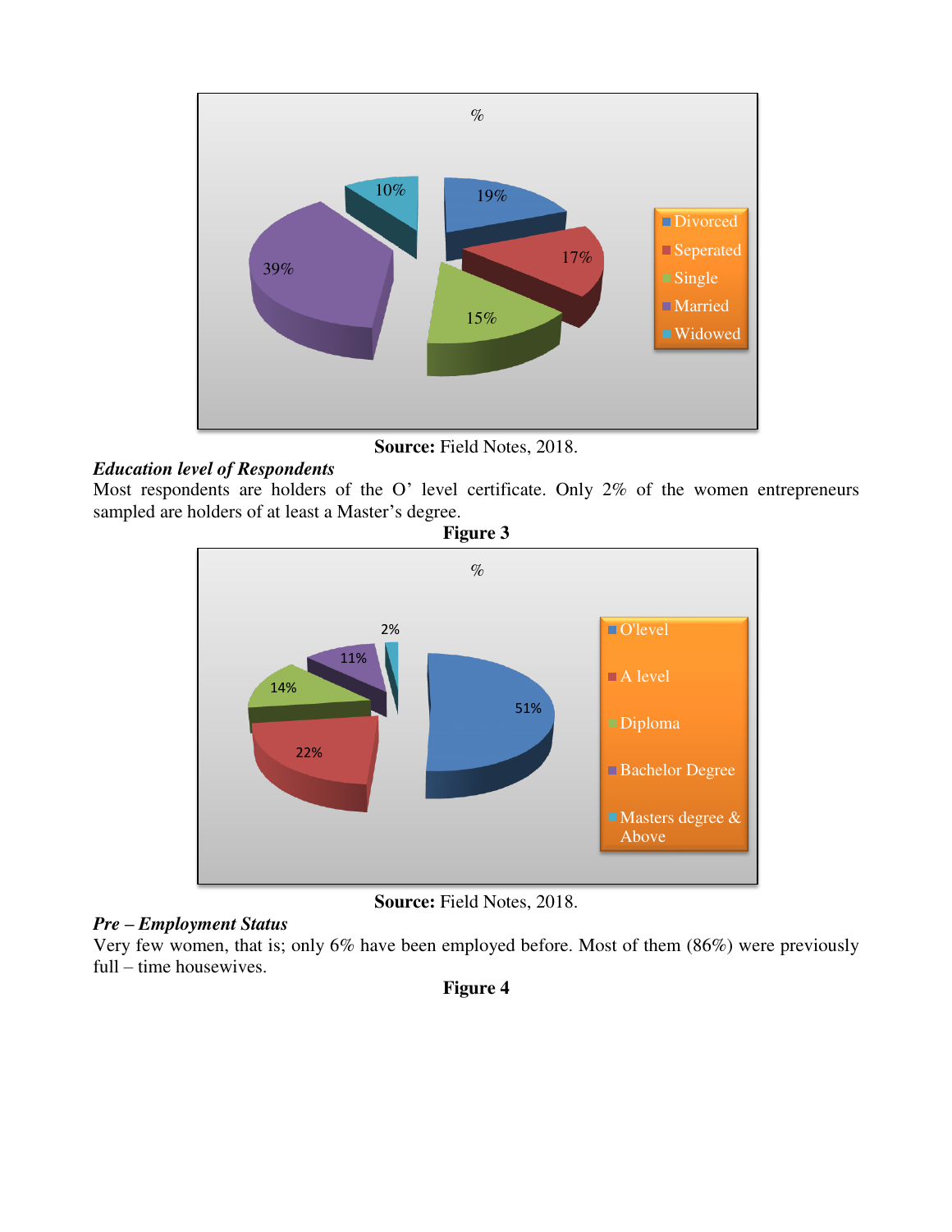Source: Field Notes, 2018.

***Education level of Respondents***

Most respondents are holders of the O' level certificate. Only 2% of the women entrepreneurs sampled are holders of at least a Master's degree.

**Figure 3**

**Source:** Field Notes, 2018.

***Pre – Employment Status***

Very few women, that is; only 6% have been employed before. Most of them (86%) were previously full – time housewives.

**Figure 4**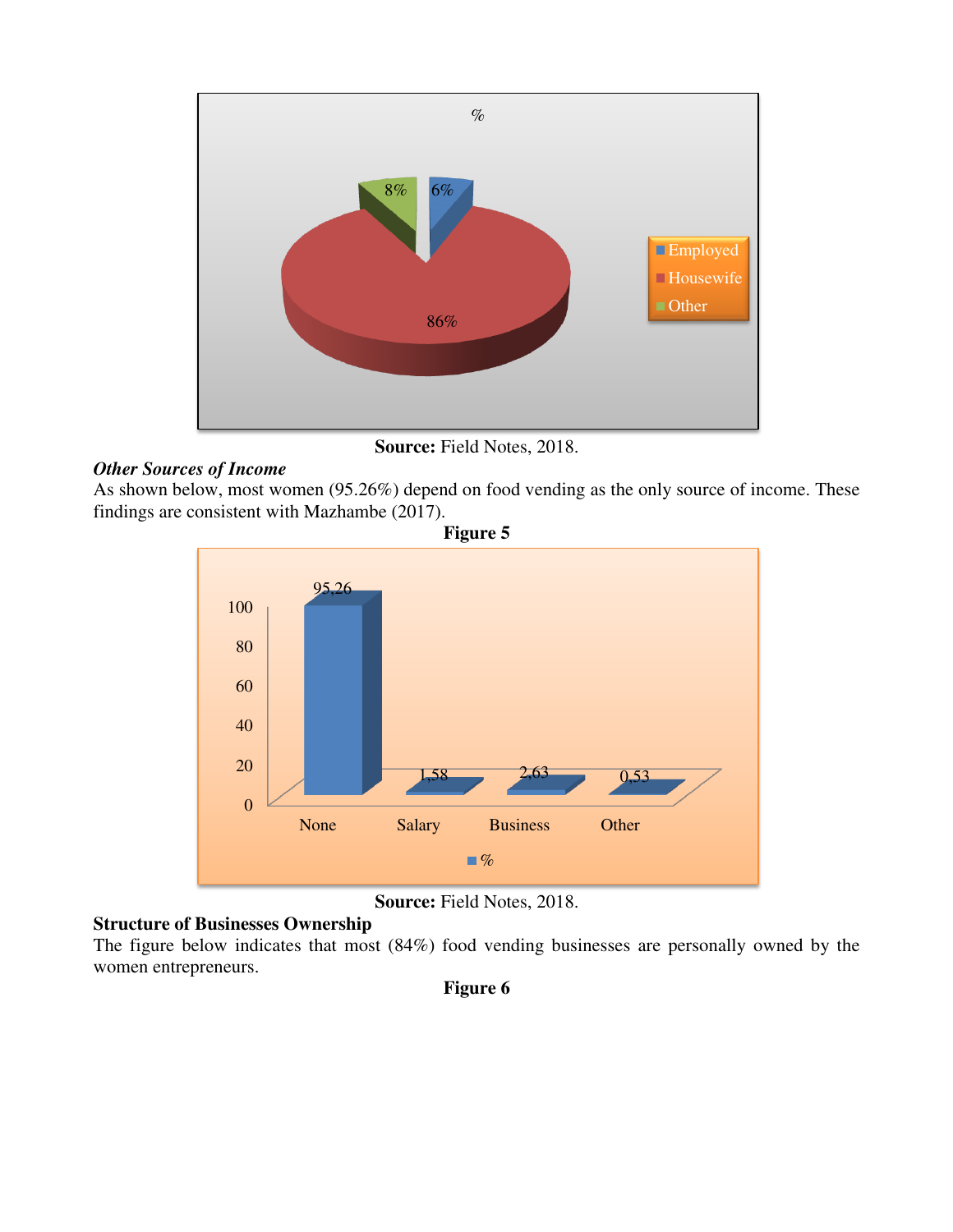Source: Field Notes, 2018.

***Other Sources of Income***

As shown below, most women (95.26%) depend on food vending as the only source of income. These findings are consistent with Mazhambe (2017).

**Figure 5**

**Source:** Field Notes, 2018.

**Structure of Businesses Ownership**

The figure below indicates that most (84%) food vending businesses are personally owned by the women entrepreneurs.

**Figure 6**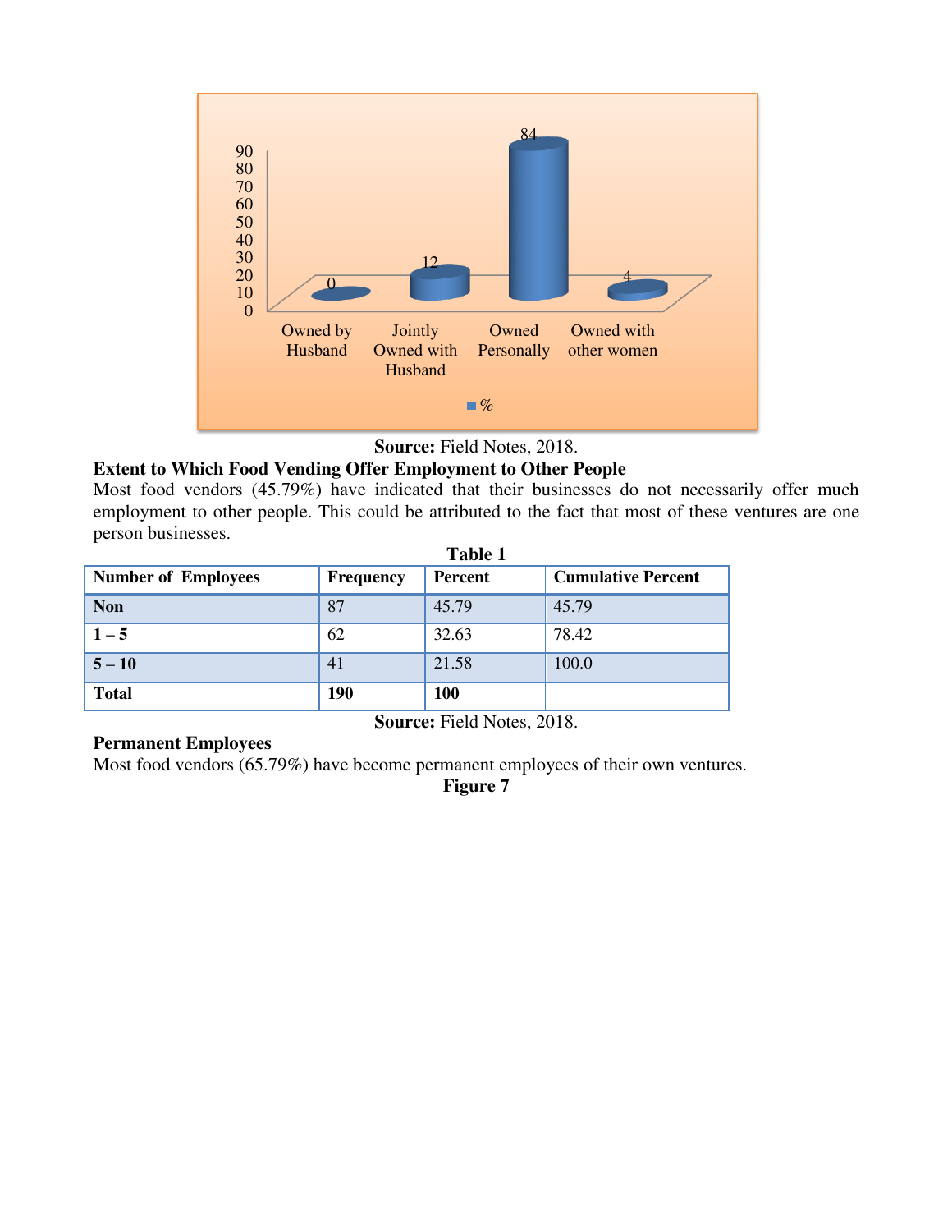Source: Field Notes, 2018.

**Extent to Which Food Vending Offer Employment to Other People**

Most food vendors (45.79%) have indicated that their businesses do not necessarily offer much employment to other people. This could be attributed to the fact that most of these ventures are one person businesses.

**Table 1**

| Number of Employees | Frequency | Percent | Cumulative Percent |
|---|---|---|---|
| **Non** | 87 | 45.79 | 45.79 |
| **1 – 5** | 62 | 32.63 | 78.42 |
| **5 – 10** | 41 | 21.58 | 100.0 |
| **Total** | **190** | **100** | |

**Source:** Field Notes, 2018.

**Permanent Employees**

Most food vendors (65.79%) have become permanent employees of their own ventures.

**Figure 7**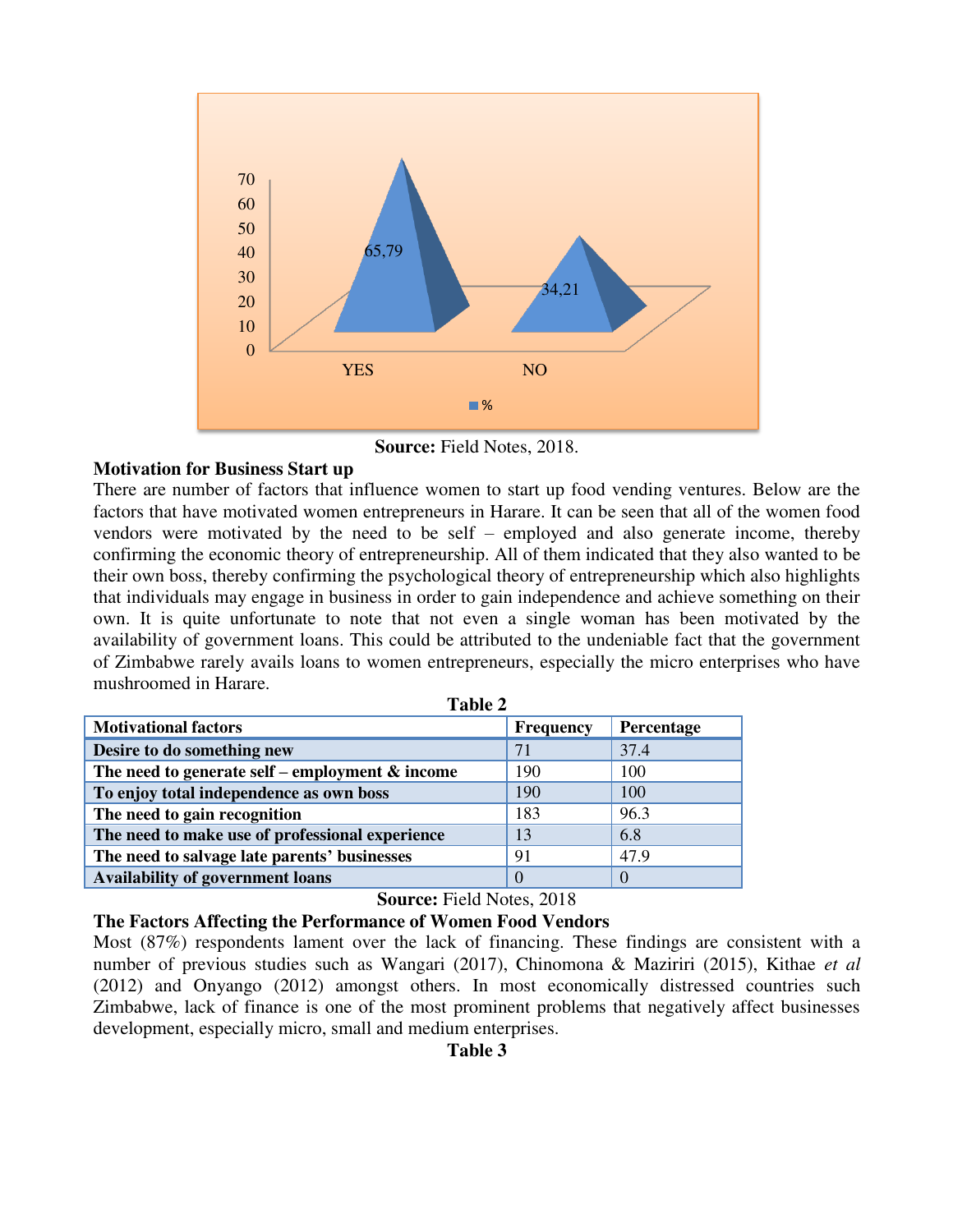Source: Field Notes, 2018.

**Motivation for Business Start up**

There are number of factors that influence women to start up food vending ventures. Below are the factors that have motivated women entrepreneurs in Harare. It can be seen that all of the women food vendors were motivated by the need to be self – employed and also generate income, thereby confirming the economic theory of entrepreneurship. All of them indicated that they also wanted to be their own boss, thereby confirming the psychological theory of entrepreneurship which also highlights that individuals may engage in business in order to gain independence and achieve something on their own. It is quite unfortunate to note that not even a single woman has been motivated by the availability of government loans. This could be attributed to the undeniable fact that the government of Zimbabwe rarely avails loans to women entrepreneurs, especially the micro enterprises who have mushroomed in Harare.

**Table 2**

| Motivational factors | Frequency | Percentage |
|---|---|---|
| Desire to do something new | 71 | 37.4 |
| The need to generate self – employment & income | 190 | 100 |
| To enjoy total independence as own boss | 190 | 100 |
| The need to gain recognition | 183 | 96.3 |
| The need to make use of professional experience | 13 | 6.8 |
| The need to salvage late parents' businesses | 91 | 47.9 |
| Availability of government loans | 0 | 0 |

**Source:** Field Notes, 2018

**The Factors Affecting the Performance of Women Food Vendors**

Most (87%) respondents lament over the lack of financing. These findings are consistent with a number of previous studies such as Wangari (2017), Chinomona & Maziriri (2015), Kithae *et al* (2012) and Onyango (2012) amongst others. In most economically distressed countries such Zimbabwe, lack of finance is one of the most prominent problems that negatively affect businesses development, especially micro, small and medium enterprises.

**Table 3**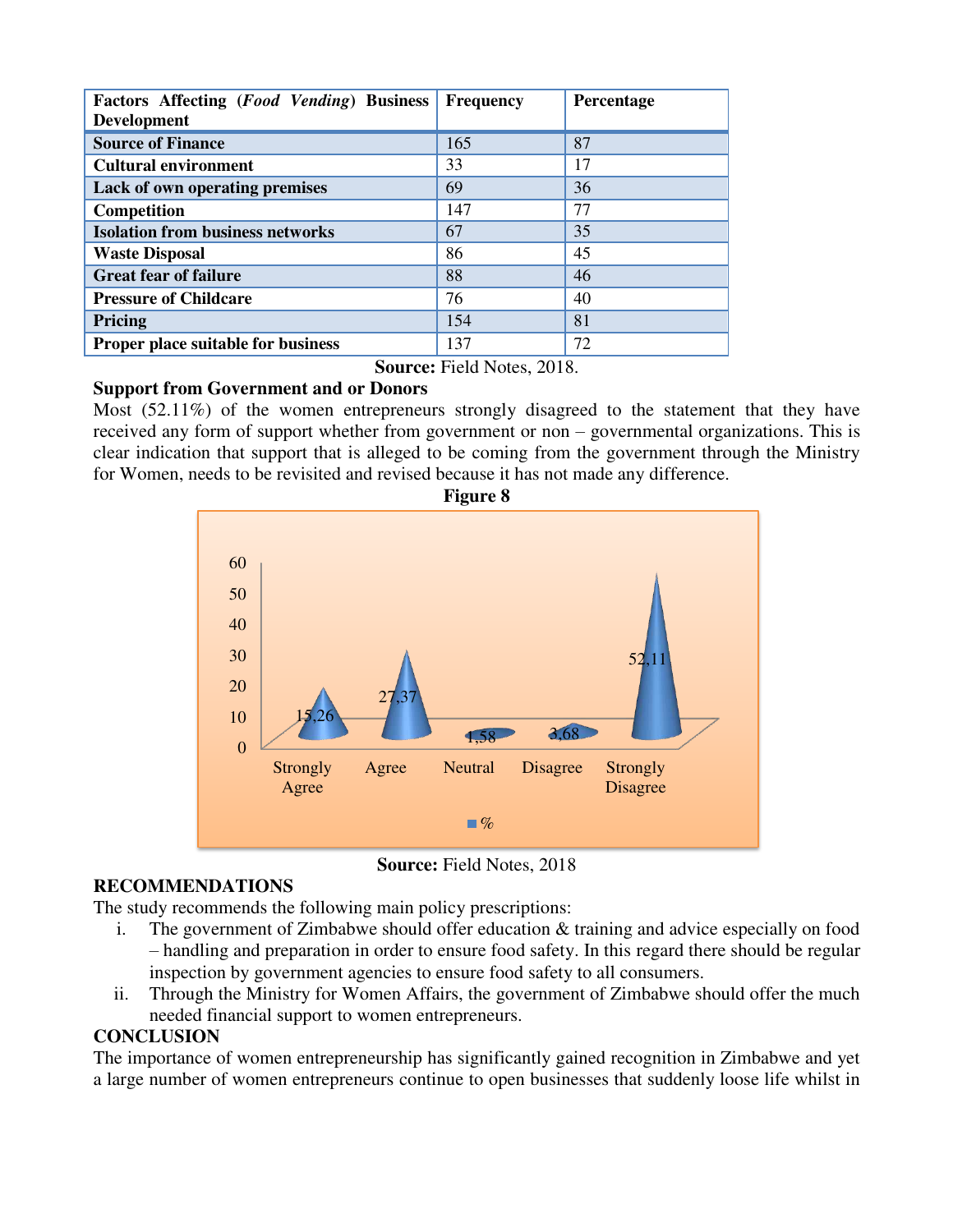| Factors Affecting (*Food Vending*) Business Development | Frequency | Percentage |
|---|---|---|
| **Source of Finance** | 165 | 87 |
| **Cultural environment** | 33 | 17 |
| **Lack of own operating premises** | 69 | 36 |
| **Competition** | 147 | 77 |
| **Isolation from business networks** | 67 | 35 |
| **Waste Disposal** | 86 | 45 |
| **Great fear of failure** | 88 | 46 |
| **Pressure of Childcare** | 76 | 40 |
| **Pricing** | 154 | 81 |
| **Proper place suitable for business** | 137 | 72 |

**Source:** Field Notes, 2018.

**Support from Government and or Donors**

Most (52.11%) of the women entrepreneurs strongly disagreed to the statement that they have received any form of support whether from government or non – governmental organizations. This is clear indication that support that is alleged to be coming from the government through the Ministry for Women, needs to be revisited and revised because it has not made any difference.

**Figure 8**

| | % |
|---|---|
| Strongly Agree | 15,26 |
| Agree | 27,37 |
| Neutral | 1,58 |
| Disagree | 3,68 |
| Strongly Disagree | 52,11 |

**Source:** Field Notes, 2018

## RECOMMENDATIONS

The study recommends the following main policy prescriptions:

i. The government of Zimbabwe should offer education & training and advice especially on food – handling and preparation in order to ensure food safety. In this regard there should be regular inspection by government agencies to ensure food safety to all consumers.
ii. Through the Ministry for Women Affairs, the government of Zimbabwe should offer the much needed financial support to women entrepreneurs.

## CONCLUSION

The importance of women entrepreneurship has significantly gained recognition in Zimbabwe and yet a large number of women entrepreneurs continue to open businesses that suddenly loose life whilst in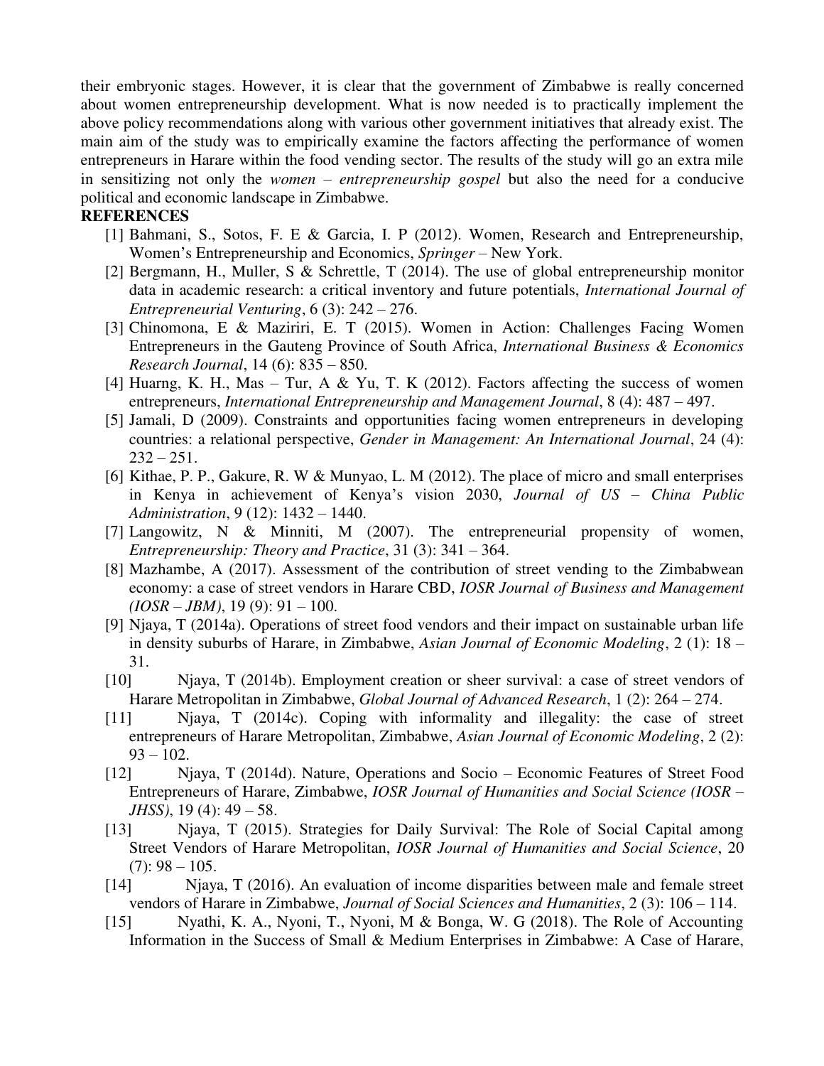their embryonic stages. However, it is clear that the government of Zimbabwe is really concerned about women entrepreneurship development. What is now needed is to practically implement the above policy recommendations along with various other government initiatives that already exist. The main aim of the study was to empirically examine the factors affecting the performance of women entrepreneurs in Harare within the food vending sector. The results of the study will go an extra mile in sensitizing not only the *women – entrepreneurship gospel* but also the need for a conducive political and economic landscape in Zimbabwe.

**REFERENCES**

[1] Bahmani, S., Sotos, F. E & Garcia, I. P (2012). Women, Research and Entrepreneurship, Women's Entrepreneurship and Economics, *Springer* – New York.

[2] Bergmann, H., Muller, S & Schrettle, T (2014). The use of global entrepreneurship monitor data in academic research: a critical inventory and future potentials, *International Journal of Entrepreneurial Venturing*, 6 (3): 242 – 276.

[3] Chinomona, E & Maziriri, E. T (2015). Women in Action: Challenges Facing Women Entrepreneurs in the Gauteng Province of South Africa, *International Business & Economics Research Journal*, 14 (6): 835 – 850.

[4] Huarng, K. H., Mas – Tur, A & Yu, T. K (2012). Factors affecting the success of women entrepreneurs, *International Entrepreneurship and Management Journal*, 8 (4): 487 – 497.

[5] Jamali, D (2009). Constraints and opportunities facing women entrepreneurs in developing countries: a relational perspective, *Gender in Management: An International Journal*, 24 (4): 232 – 251.

[6] Kithae, P. P., Gakure, R. W & Munyao, L. M (2012). The place of micro and small enterprises in Kenya in achievement of Kenya's vision 2030, *Journal of US – China Public Administration*, 9 (12): 1432 – 1440.

[7] Langowitz, N & Minniti, M (2007). The entrepreneurial propensity of women, *Entrepreneurship: Theory and Practice*, 31 (3): 341 – 364.

[8] Mazhambe, A (2017). Assessment of the contribution of street vending to the Zimbabwean economy: a case of street vendors in Harare CBD, *IOSR Journal of Business and Management (IOSR – JBM)*, 19 (9): 91 – 100.

[9] Njaya, T (2014a). Operations of street food vendors and their impact on sustainable urban life in density suburbs of Harare, in Zimbabwe, *Asian Journal of Economic Modeling*, 2 (1): 18 – 31.

[10] Njaya, T (2014b). Employment creation or sheer survival: a case of street vendors of Harare Metropolitan in Zimbabwe, *Global Journal of Advanced Research*, 1 (2): 264 – 274.

[11] Njaya, T (2014c). Coping with informality and illegality: the case of street entrepreneurs of Harare Metropolitan, Zimbabwe, *Asian Journal of Economic Modeling*, 2 (2): 93 – 102.

[12] Njaya, T (2014d). Nature, Operations and Socio – Economic Features of Street Food Entrepreneurs of Harare, Zimbabwe, *IOSR Journal of Humanities and Social Science (IOSR – JHSS)*, 19 (4): 49 – 58.

[13] Njaya, T (2015). Strategies for Daily Survival: The Role of Social Capital among Street Vendors of Harare Metropolitan, *IOSR Journal of Humanities and Social Science*, 20 (7): 98 – 105.

[14] Njaya, T (2016). An evaluation of income disparities between male and female street vendors of Harare in Zimbabwe, *Journal of Social Sciences and Humanities*, 2 (3): 106 – 114.

[15] Nyathi, K. A., Nyoni, T., Nyoni, M & Bonga, W. G (2018). The Role of Accounting Information in the Success of Small & Medium Enterprises in Zimbabwe: A Case of Harare,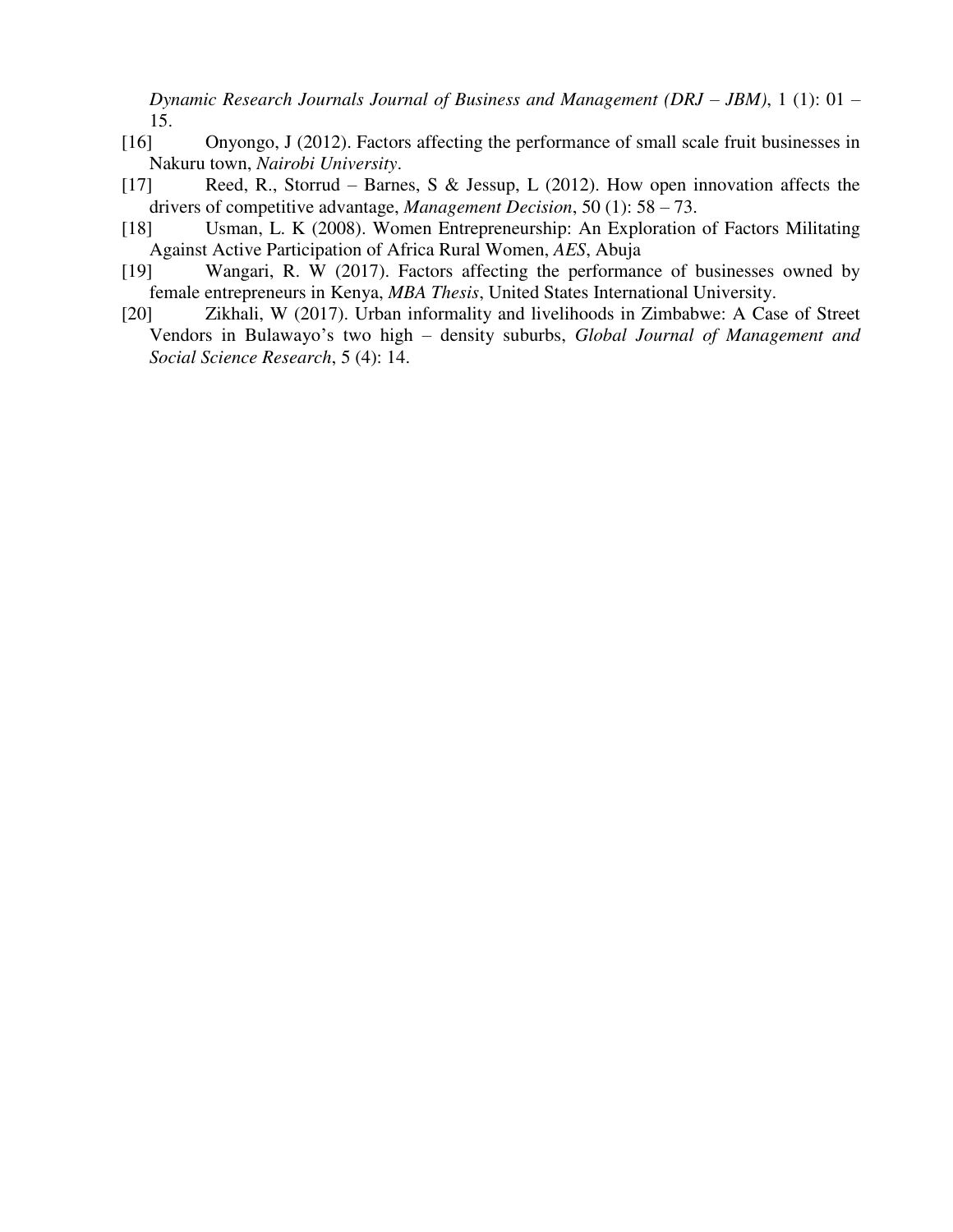*Dynamic Research Journals Journal of Business and Management (DRJ – JBM)*, 1 (1): 01 – 15.

[16] Onyongo, J (2012). Factors affecting the performance of small scale fruit businesses in Nakuru town, *Nairobi University*.

[17] Reed, R., Storrud – Barnes, S & Jessup, L (2012). How open innovation affects the drivers of competitive advantage, *Management Decision*, 50 (1): 58 – 73.

[18] Usman, L. K (2008). Women Entrepreneurship: An Exploration of Factors Militating Against Active Participation of Africa Rural Women, *AES*, Abuja

[19] Wangari, R. W (2017). Factors affecting the performance of businesses owned by female entrepreneurs in Kenya, *MBA Thesis*, United States International University.

[20] Zikhali, W (2017). Urban informality and livelihoods in Zimbabwe: A Case of Street Vendors in Bulawayo's two high – density suburbs, *Global Journal of Management and Social Science Research*, 5 (4): 14.